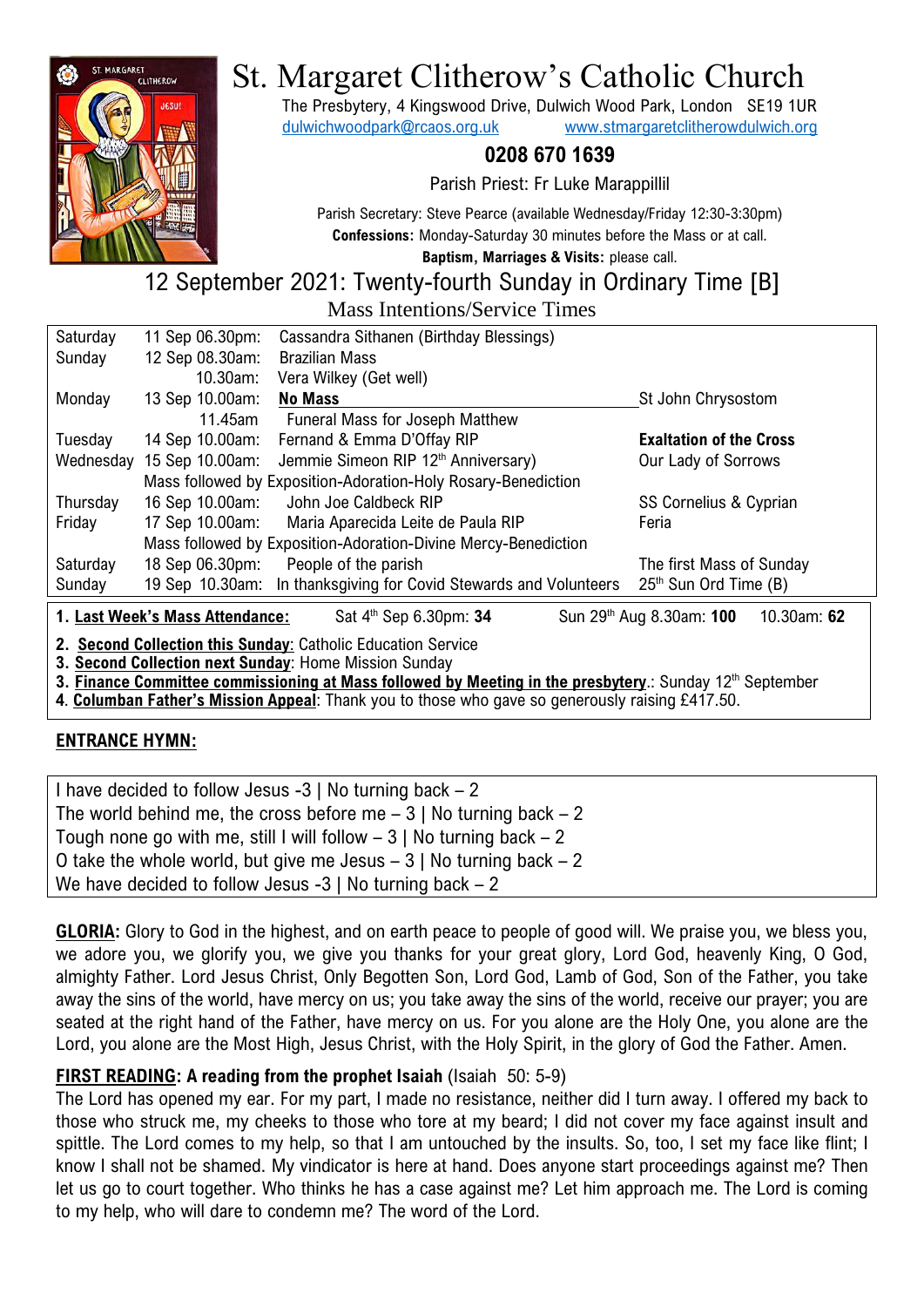# St. Margaret Clitherow's Catholic Church

The Presbytery, 4 Kingswood Drive, Dulwich Wood Park, London SE19 1UR
dulwichwoodpark@rcaos.org.uk www.stmargaretclitherowdulwich.org

**0208 670 1639**

Parish Priest: Fr Luke Marappillil

Parish Secretary: Steve Pearce (available Wednesday/Friday 12:30-3:30pm)
**Confessions:** Monday-Saturday 30 minutes before the Mass or at call.
**Baptism, Marriages & Visits:** please call.

## 12 September 2021: Twenty-fourth Sunday in Ordinary Time [B]

### Mass Intentions/Service Times

| | | | |
|---|---|---|---|
| Saturday | 11 Sep 06.30pm: | Cassandra Sithanen (Birthday Blessings) | |
| Sunday | 12 Sep 08.30am: | Brazilian Mass | |
| | 10.30am: | Vera Wilkey (Get well) | |
| Monday | 13 Sep 10.00am: | **No Mass** | St John Chrysostom |
| | 11.45am | Funeral Mass for Joseph Matthew | |
| Tuesday | 14 Sep 10.00am: | Fernand & Emma D'Offay RIP | **Exaltation of the Cross** |
| Wednesday | 15 Sep 10.00am: | Jemmie Simeon RIP 12th Anniversary) | Our Lady of Sorrows |
| | Mass followed by Exposition-Adoration-Holy Rosary-Benediction | | |
| Thursday | 16 Sep 10.00am: | John Joe Caldbeck RIP | SS Cornelius & Cyprian |
| Friday | 17 Sep 10.00am: | Maria Aparecida Leite de Paula RIP | Feria |
| | Mass followed by Exposition-Adoration-Divine Mercy-Benediction | | |
| Saturday | 18 Sep 06.30pm: | People of the parish | The first Mass of Sunday |
| Sunday | 19 Sep 10.30am: | In thanksgiving for Covid Stewards and Volunteers | 25th Sun Ord Time (B) |

1. **Last Week's Mass Attendance:** Sat 4th Sep 6.30pm: **34** Sun 29th Aug 8.30am: **100** 10.30am: **62**
2. **Second Collection this Sunday**: Catholic Education Service
3. **Second Collection next Sunday**: Home Mission Sunday
3. **Finance Committee commissioning at Mass followed by Meeting in the presbytery**.: Sunday 12th September
4. **Columban Father's Mission Appeal**: Thank you to those who gave so generously raising £417.50.

**ENTRANCE HYMN:**

I have decided to follow Jesus -3 | No turning back – 2
The world behind me, the cross before me – 3 | No turning back – 2
Tough none go with me, still I will follow – 3 | No turning back – 2
O take the whole world, but give me Jesus – 3 | No turning back – 2
We have decided to follow Jesus -3 | No turning back – 2

**GLORIA:** Glory to God in the highest, and on earth peace to people of good will. We praise you, we bless you, we adore you, we glorify you, we give you thanks for your great glory, Lord God, heavenly King, O God, almighty Father. Lord Jesus Christ, Only Begotten Son, Lord God, Lamb of God, Son of the Father, you take away the sins of the world, have mercy on us; you take away the sins of the world, receive our prayer; you are seated at the right hand of the Father, have mercy on us. For you alone are the Holy One, you alone are the Lord, you alone are the Most High, Jesus Christ, with the Holy Spirit, in the glory of God the Father. Amen.

**FIRST READING: A reading from the prophet Isaiah** (Isaiah 50: 5-9)
The Lord has opened my ear. For my part, I made no resistance, neither did I turn away. I offered my back to those who struck me, my cheeks to those who tore at my beard; I did not cover my face against insult and spittle. The Lord comes to my help, so that I am untouched by the insults. So, too, I set my face like flint; I know I shall not be shamed. My vindicator is here at hand. Does anyone start proceedings against me? Then let us go to court together. Who thinks he has a case against me? Let him approach me. The Lord is coming to my help, who will dare to condemn me? The word of the Lord.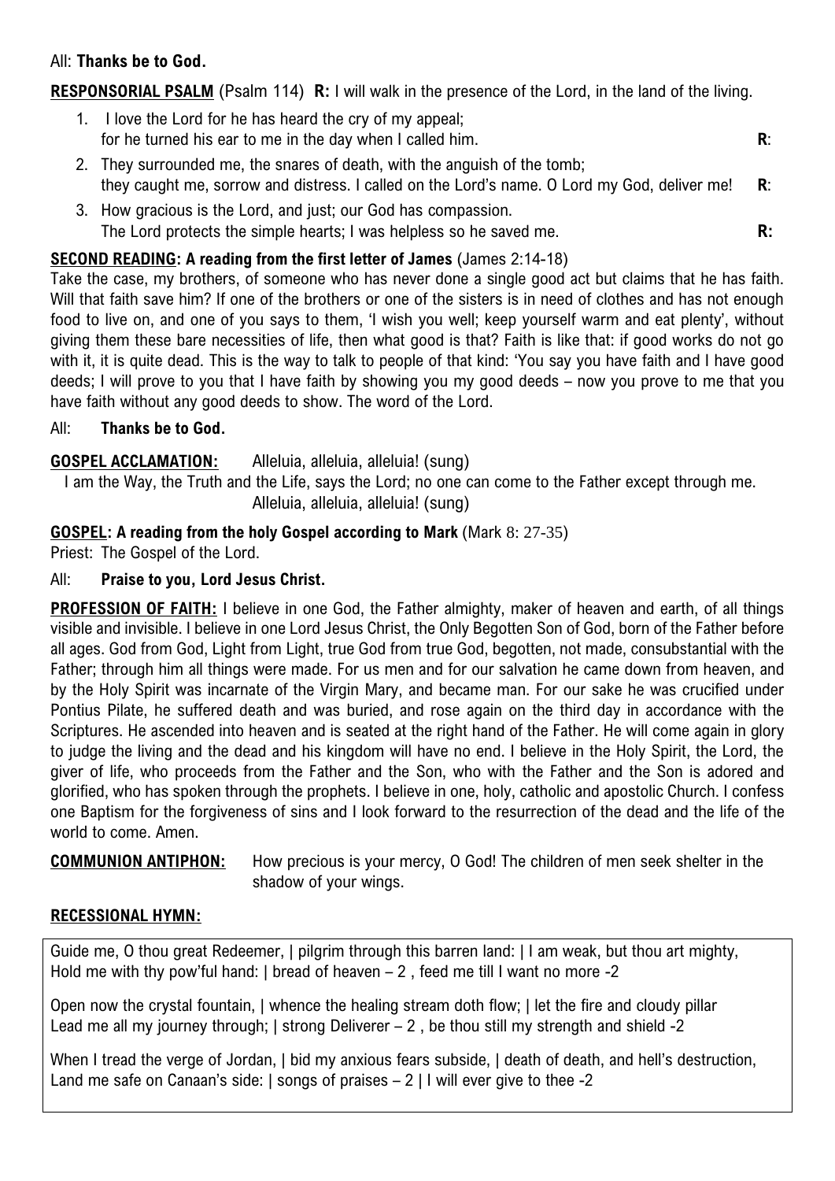All: **Thanks be to God.**

**RESPONSORIAL PSALM** (Psalm 114) **R:** I will walk in the presence of the Lord, in the land of the living.

1. I love the Lord for he has heard the cry of my appeal;
   for he turned his ear to me in the day when I called him. **R**:
2. They surrounded me, the snares of death, with the anguish of the tomb;
   they caught me, sorrow and distress. I called on the Lord's name. O Lord my God, deliver me! **R**:
3. How gracious is the Lord, and just; our God has compassion.
   The Lord protects the simple hearts; I was helpless so he saved me. **R:**

**SECOND READING: A reading from the first letter of James** (James 2:14-18)

Take the case, my brothers, of someone who has never done a single good act but claims that he has faith. Will that faith save him? If one of the brothers or one of the sisters is in need of clothes and has not enough food to live on, and one of you says to them, 'I wish you well; keep yourself warm and eat plenty', without giving them these bare necessities of life, then what good is that? Faith is like that: if good works do not go with it, it is quite dead. This is the way to talk to people of that kind: 'You say you have faith and I have good deeds; I will prove to you that I have faith by showing you my good deeds – now you prove to me that you have faith without any good deeds to show. The word of the Lord.

All: **Thanks be to God.**

**GOSPEL ACCLAMATION:** Alleluia, alleluia, alleluia! (sung)

I am the Way, the Truth and the Life, says the Lord; no one can come to the Father except through me.

Alleluia, alleluia, alleluia! (sung)

**GOSPEL: A reading from the holy Gospel according to Mark** (Mark 8: 27-35)

Priest: The Gospel of the Lord.

All: **Praise to you, Lord Jesus Christ.**

**PROFESSION OF FAITH:** I believe in one God, the Father almighty, maker of heaven and earth, of all things visible and invisible. I believe in one Lord Jesus Christ, the Only Begotten Son of God, born of the Father before all ages. God from God, Light from Light, true God from true God, begotten, not made, consubstantial with the Father; through him all things were made. For us men and for our salvation he came down from heaven, and by the Holy Spirit was incarnate of the Virgin Mary, and became man. For our sake he was crucified under Pontius Pilate, he suffered death and was buried, and rose again on the third day in accordance with the Scriptures. He ascended into heaven and is seated at the right hand of the Father. He will come again in glory to judge the living and the dead and his kingdom will have no end. I believe in the Holy Spirit, the Lord, the giver of life, who proceeds from the Father and the Son, who with the Father and the Son is adored and glorified, who has spoken through the prophets. I believe in one, holy, catholic and apostolic Church. I confess one Baptism for the forgiveness of sins and I look forward to the resurrection of the dead and the life of the world to come. Amen.

**COMMUNION ANTIPHON:** How precious is your mercy, O God! The children of men seek shelter in the shadow of your wings.

**RECESSIONAL HYMN:**

Guide me, O thou great Redeemer, | pilgrim through this barren land: | I am weak, but thou art mighty,
Hold me with thy pow'ful hand: | bread of heaven – 2 , feed me till I want no more -2

Open now the crystal fountain, | whence the healing stream doth flow; | let the fire and cloudy pillar
Lead me all my journey through; | strong Deliverer – 2 , be thou still my strength and shield -2

When I tread the verge of Jordan, | bid my anxious fears subside, | death of death, and hell's destruction,
Land me safe on Canaan's side: | songs of praises – 2 | I will ever give to thee -2